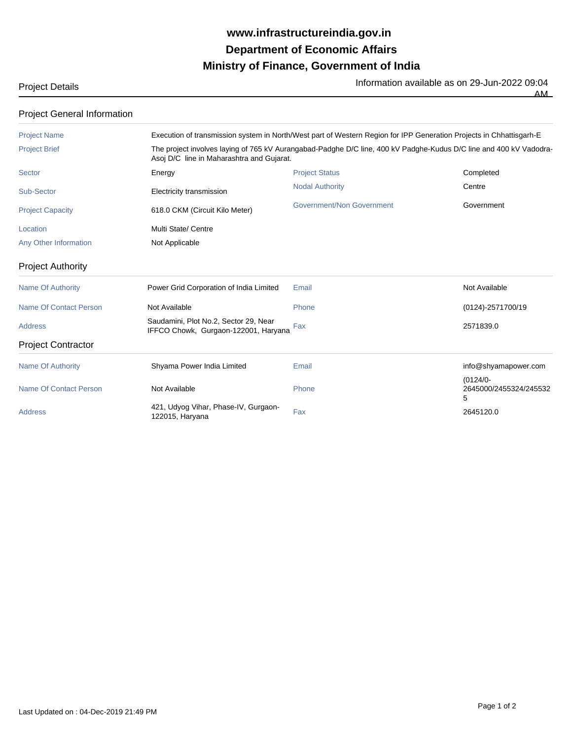# www.infrastructureindia.gov.in
# Department of Economic Affairs
# Ministry of Finance, Government of India

Project Details

Information available as on 29-Jun-2022 09:04 AM

## Project General Information

| | | | |
|---|---|---|---|
| Project Name | Execution of transmission system in North/West part of Western Region for IPP Generation Projects in Chhattisgarh-E | | |
| Project Brief | The project involves laying of 765 kV Aurangabad-Padghe D/C line, 400 kV Padghe-Kudus D/C line and 400 kV Vadodra-Asoj D/C line in Maharashtra and Gujarat. | | |
| Sector | Energy | Project Status | Completed |
| Sub-Sector | Electricity transmission | Nodal Authority | Centre |
| Project Capacity | 618.0 CKM (Circuit Kilo Meter) | Government/Non Government | Government |
| Location | Multi State/ Centre | | |
| Any Other Information | Not Applicable | | |

## Project Authority

| | | | |
|---|---|---|---|
| Name Of Authority | Power Grid Corporation of India Limited | Email | Not Available |
| Name Of Contact Person | Not Available | Phone | (0124)-2571700/19 |
| Address | Saudamini, Plot No.2, Sector 29, Near IFFCO Chowk, Gurgaon-122001, Haryana | Fax | 2571839.0 |

## Project Contractor

| | | | |
|---|---|---|---|
| Name Of Authority | Shyama Power India Limited | Email | info@shyamapower.com |
| Name Of Contact Person | Not Available | Phone | (0124/0-2645000/2455324/2455325 |
| Address | 421, Udyog Vihar, Phase-IV, Gurgaon-122015, Haryana | Fax | 2645120.0 |

Last Updated on : 04-Dec-2019 21:49 PM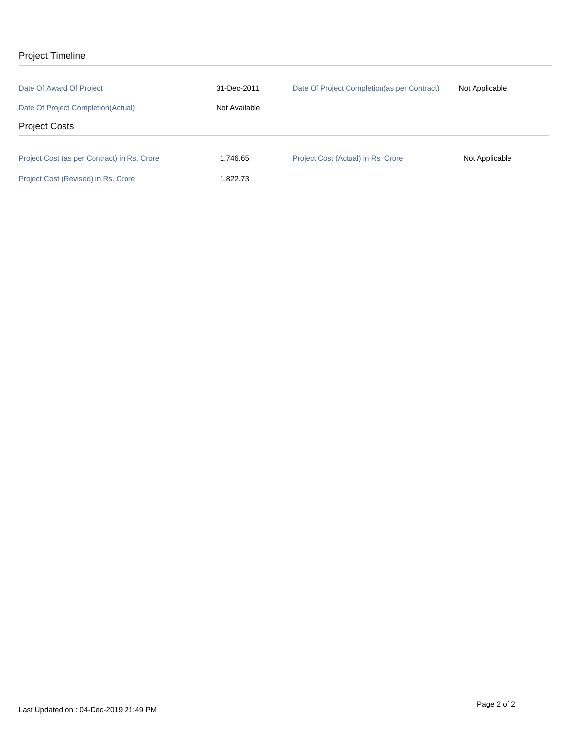## Project Timeline

| | | | |
|---|---|---|---|
| Date Of Award Of Project | 31-Dec-2011 | Date Of Project Completion(as per Contract) | Not Applicable |
| Date Of Project Completion(Actual) | Not Available | | |

## Project Costs

| | | | |
|---|---|---|---|
| Project Cost (as per Contract) in Rs. Crore | 1,746.65 | Project Cost (Actual) in Rs. Crore | Not Applicable |
| Project Cost (Revised) in Rs. Crore | 1,822.73 | | |

Last Updated on : 04-Dec-2019 21:49 PM